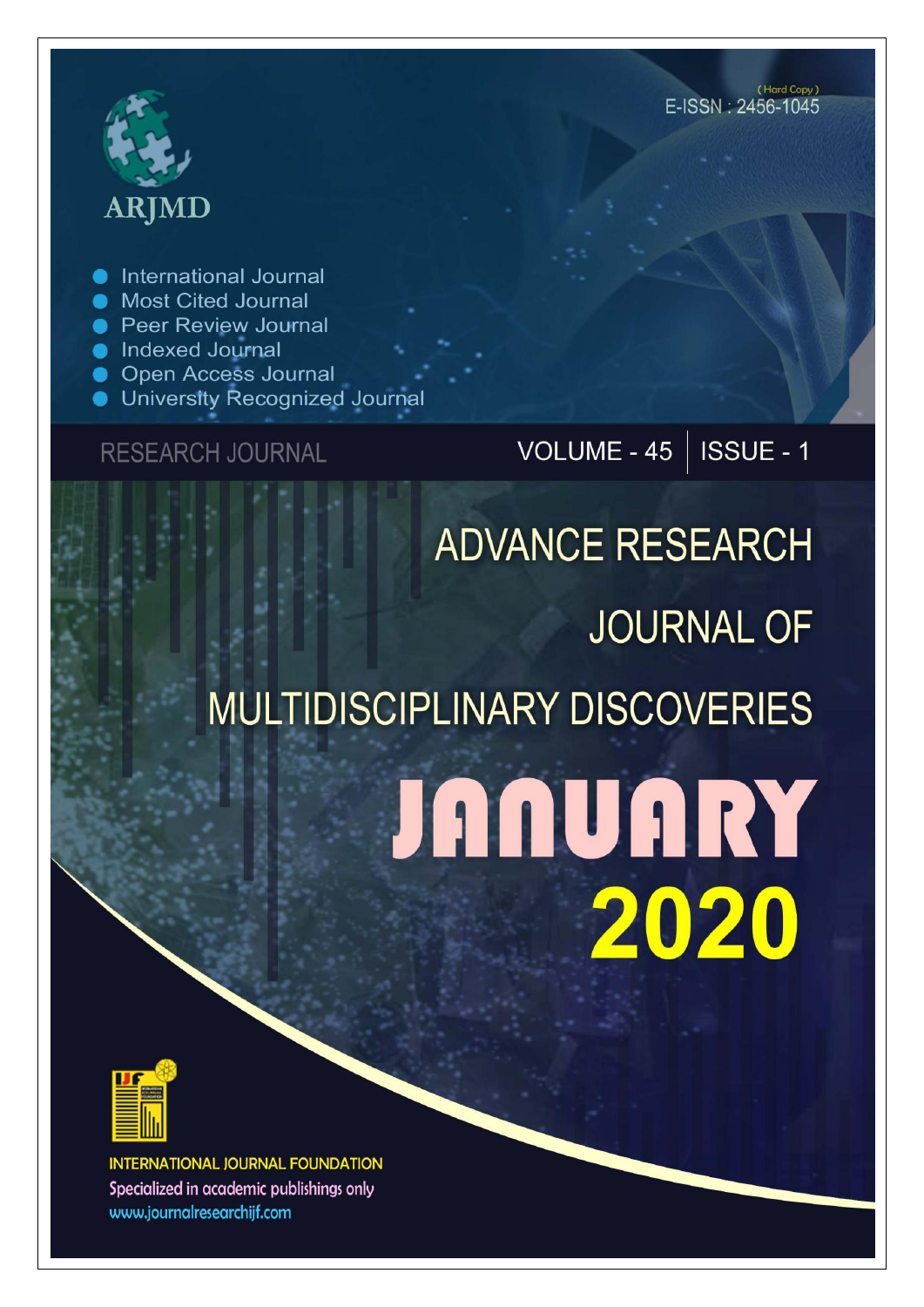ARJMD

(Hard Copy)
E-ISSN : 2456-1045

- International Journal
- Most Cited Journal
- Peer Review Journal
- Indexed Journal
- Open Access Journal
- University Recognized Journal

RESEARCH JOURNAL

VOLUME - 45 | ISSUE - 1

# ADVANCE RESEARCH JOURNAL OF MULTIDISCIPLINARY DISCOVERIES

# JANUARY 2020

INTERNATIONAL JOURNAL FOUNDATION

Specialized in academic publishings only

www.journalresearchijf.com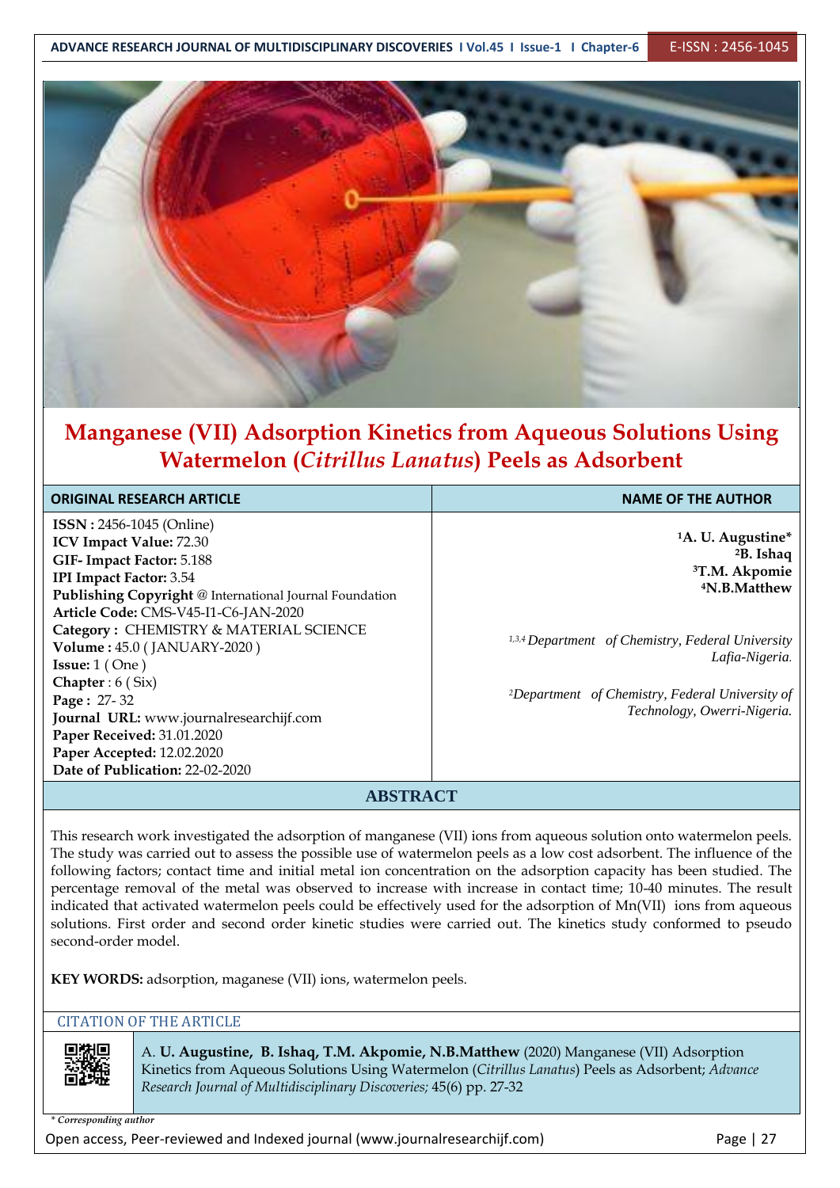# Manganese (VII) Adsorption Kinetics from Aqueous Solutions Using Watermelon (*Citrillus Lanatus*) Peels as Adsorbent

| ORIGINAL RESEARCH ARTICLE | NAME OF THE AUTHOR |
|---|---|
| **ISSN :** 2456-1045 (Online)<br>**ICV Impact Value:** 72.30<br>**GIF- Impact Factor:** 5.188<br>**IPI Impact Factor:** 3.54<br>**Publishing Copyright** @ International Journal Foundation<br>**Article Code:** CMS-V45-I1-C6-JAN-2020<br>**Category :** CHEMISTRY & MATERIAL SCIENCE<br>**Volume :** 45.0 ( JANUARY-2020 )<br>**Issue:** 1 ( One )<br>**Chapter** : 6 ( Six)<br>**Page :** 27- 32<br>**Journal URL:** www.journalresearchijf.com<br>**Paper Received:** 31.01.2020<br>**Paper Accepted:** 12.02.2020<br>**Date of Publication:** 22-02-2020 | **[1]A. U. Augustine***<br>**[2]B. Ishaq**<br>**[3]T.M. Akpomie**<br>**[4]N.B.Matthew**<br><br>*[1,3,4] Department of Chemistry, Federal University Lafia-Nigeria.*<br><br>*[2]Department of Chemistry, Federal University of Technology, Owerri-Nigeria.* |

## ABSTRACT

This research work investigated the adsorption of manganese (VII) ions from aqueous solution onto watermelon peels. The study was carried out to assess the possible use of watermelon peels as a low cost adsorbent. The influence of the following factors; contact time and initial metal ion concentration on the adsorption capacity has been studied. The percentage removal of the metal was observed to increase with increase in contact time; 10-40 minutes. The result indicated that activated watermelon peels could be effectively used for the adsorption of Mn(VII) ions from aqueous solutions. First order and second order kinetic studies were carried out. The kinetics study conformed to pseudo second-order model.

**KEY WORDS:** adsorption, maganese (VII) ions, watermelon peels.

CITATION OF THE ARTICLE

A. **U. Augustine, B. Ishaq, T.M. Akpomie, N.B.Matthew** (2020) Manganese (VII) Adsorption Kinetics from Aqueous Solutions Using Watermelon (*Citrillus Lanatus*) Peels as Adsorbent; *Advance Research Journal of Multidisciplinary Discoveries;* 45(6) pp. 27-32

*\* Corresponding author*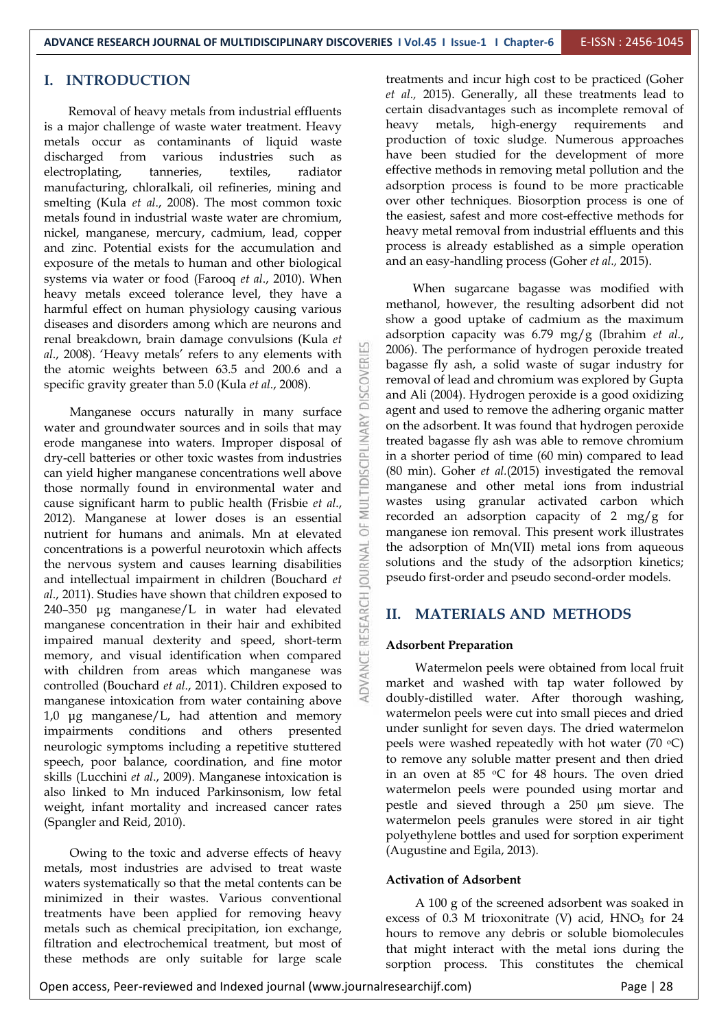# I. INTRODUCTION

Removal of heavy metals from industrial effluents is a major challenge of waste water treatment. Heavy metals occur as contaminants of liquid waste discharged from various industries such as electroplating, tanneries, textiles, radiator manufacturing, chloralkali, oil refineries, mining and smelting (Kula *et al*., 2008). The most common toxic metals found in industrial waste water are chromium, nickel, manganese, mercury, cadmium, lead, copper and zinc. Potential exists for the accumulation and exposure of the metals to human and other biological systems via water or food (Farooq *et al*., 2010). When heavy metals exceed tolerance level, they have a harmful effect on human physiology causing various diseases and disorders among which are neurons and renal breakdown, brain damage convulsions (Kula *et al*., 2008). 'Heavy metals' refers to any elements with the atomic weights between 63.5 and 200.6 and a specific gravity greater than 5.0 (Kula *et al*., 2008).

Manganese occurs naturally in many surface water and groundwater sources and in soils that may erode manganese into waters. Improper disposal of dry-cell batteries or other toxic wastes from industries can yield higher manganese concentrations well above those normally found in environmental water and cause significant harm to public health (Frisbie *et al*., 2012). Manganese at lower doses is an essential nutrient for humans and animals. Mn at elevated concentrations is a powerful neurotoxin which affects the nervous system and causes learning disabilities and intellectual impairment in children (Bouchard *et al*., 2011). Studies have shown that children exposed to 240–350 µg manganese/L in water had elevated manganese concentration in their hair and exhibited impaired manual dexterity and speed, short-term memory, and visual identification when compared with children from areas which manganese was controlled (Bouchard *et al*., 2011). Children exposed to manganese intoxication from water containing above 1,0 µg manganese/L, had attention and memory impairments conditions and others presented neurologic symptoms including a repetitive stuttered speech, poor balance, coordination, and fine motor skills (Lucchini *et al*., 2009). Manganese intoxication is also linked to Mn induced Parkinsonism, low fetal weight, infant mortality and increased cancer rates (Spangler and Reid, 2010).

Owing to the toxic and adverse effects of heavy metals, most industries are advised to treat waste waters systematically so that the metal contents can be minimized in their wastes. Various conventional treatments have been applied for removing heavy metals such as chemical precipitation, ion exchange, filtration and electrochemical treatment, but most of these methods are only suitable for large scale treatments and incur high cost to be practiced (Goher *et al.,* 2015). Generally, all these treatments lead to certain disadvantages such as incomplete removal of heavy metals, high-energy requirements and production of toxic sludge. Numerous approaches have been studied for the development of more effective methods in removing metal pollution and the adsorption process is found to be more practicable over other techniques. Biosorption process is one of the easiest, safest and more cost-effective methods for heavy metal removal from industrial effluents and this process is already established as a simple operation and an easy-handling process (Goher *et al.,* 2015).

When sugarcane bagasse was modified with methanol, however, the resulting adsorbent did not show a good uptake of cadmium as the maximum adsorption capacity was 6.79 mg/g (Ibrahim *et al.*, 2006). The performance of hydrogen peroxide treated bagasse fly ash, a solid waste of sugar industry for removal of lead and chromium was explored by Gupta and Ali (2004). Hydrogen peroxide is a good oxidizing agent and used to remove the adhering organic matter on the adsorbent. It was found that hydrogen peroxide treated bagasse fly ash was able to remove chromium in a shorter period of time (60 min) compared to lead (80 min). Goher *et al.*(2015) investigated the removal manganese and other metal ions from industrial wastes using granular activated carbon which recorded an adsorption capacity of 2 mg/g for manganese ion removal. This present work illustrates the adsorption of Mn(VII) metal ions from aqueous solutions and the study of the adsorption kinetics; pseudo first-order and pseudo second-order models.

# II. MATERIALS AND METHODS

### Adsorbent Preparation

Watermelon peels were obtained from local fruit market and washed with tap water followed by doubly-distilled water. After thorough washing, watermelon peels were cut into small pieces and dried under sunlight for seven days. The dried watermelon peels were washed repeatedly with hot water (70 °C) to remove any soluble matter present and then dried in an oven at 85 °C for 48 hours. The oven dried watermelon peels were pounded using mortar and pestle and sieved through a 250 µm sieve. The watermelon peels granules were stored in air tight polyethylene bottles and used for sorption experiment (Augustine and Egila, 2013).

### Activation of Adsorbent

A 100 g of the screened adsorbent was soaked in excess of 0.3 M trioxonitrate (V) acid, $HNO_3$ for 24 hours to remove any debris or soluble biomolecules that might interact with the metal ions during the sorption process. This constitutes the chemical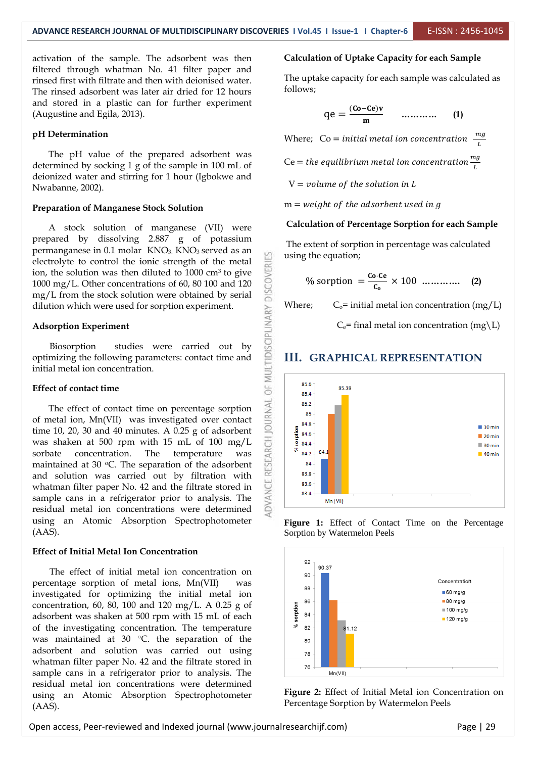activation of the sample. The adsorbent was then filtered through whatman No. 41 filter paper and rinsed first with filtrate and then with deionised water. The rinsed adsorbent was later air dried for 12 hours and stored in a plastic can for further experiment (Augustine and Egila, 2013).

### pH Determination

The pH value of the prepared adsorbent was determined by socking 1 g of the sample in 100 mL of deionized water and stirring for 1 hour (Igbokwe and Nwabanne, 2002).

### Preparation of Manganese Stock Solution

A stock solution of manganese (VII) were prepared by dissolving 2.887 g of potassium permanganese in 0.1 molar $KNO_3$. $KNO_3$ served as an electrolyte to control the ionic strength of the metal ion, the solution was then diluted to 1000 cm³ to give 1000 mg/L. Other concentrations of 60, 80 100 and 120 mg/L from the stock solution were obtained by serial dilution which were used for sorption experiment.

### Adsorption Experiment

Biosorption studies were carried out by optimizing the following parameters: contact time and initial metal ion concentration.

### Effect of contact time

The effect of contact time on percentage sorption of metal ion, Mn(VII) was investigated over contact time 10, 20, 30 and 40 minutes. A 0.25 g of adsorbent was shaken at 500 rpm with 15 mL of 100 mg/L sorbate concentration. The temperature was maintained at 30 °C. The separation of the adsorbent and solution was carried out by filtration with whatman filter paper No. 42 and the filtrate stored in sample cans in a refrigerator prior to analysis. The residual metal ion concentrations were determined using an Atomic Absorption Spectrophotometer (AAS).

### Effect of Initial Metal Ion Concentration

The effect of initial metal ion concentration on percentage sorption of metal ions, Mn(VII) was investigated for optimizing the initial metal ion concentration, 60, 80, 100 and 120 mg/L. A 0.25 g of adsorbent was shaken at 500 rpm with 15 mL of each of the investigating concentration. The temperature was maintained at 30 °C. the separation of the adsorbent and solution was carried out using whatman filter paper No. 42 and the filtrate stored in sample cans in a refrigerator prior to analysis. The residual metal ion concentrations were determined using an Atomic Absorption Spectrophotometer (AAS).

### Calculation of Uptake Capacity for each Sample

The uptake capacity for each sample was calculated as follows;

$$qe = \frac{(Co - Ce)v}{m} \quad \ldots\ldots\ldots\ldots \quad (1)$$

Where; $Co = initial\ metal\ ion\ concentration\ \frac{mg}{L}$

$Ce = the\ equilibrium\ metal\ ion\ concentration\ \frac{mg}{L}$

$V = volume\ of\ the\ solution\ in\ L$

$m = weight\ of\ the\ adsorbent\ used\ in\ g$

### Calculation of Percentage Sorption for each Sample

The extent of sorption in percentage was calculated using the equation;

$$\%\ sorption = \frac{Co\text{-}Ce}{C_o} \times 100 \quad \ldots\ldots\ldots\ldots \quad (2)$$

Where; $C_o$= initial metal ion concentration (mg/L)

$C_e$= final metal ion concentration (mg\L)

## III. GRAPHICAL REPRESENTATION

**Figure 1:** Effect of Contact Time on the Percentage Sorption by Watermelon Peels

**Figure 2:** Effect of Initial Metal ion Concentration on Percentage Sorption by Watermelon Peels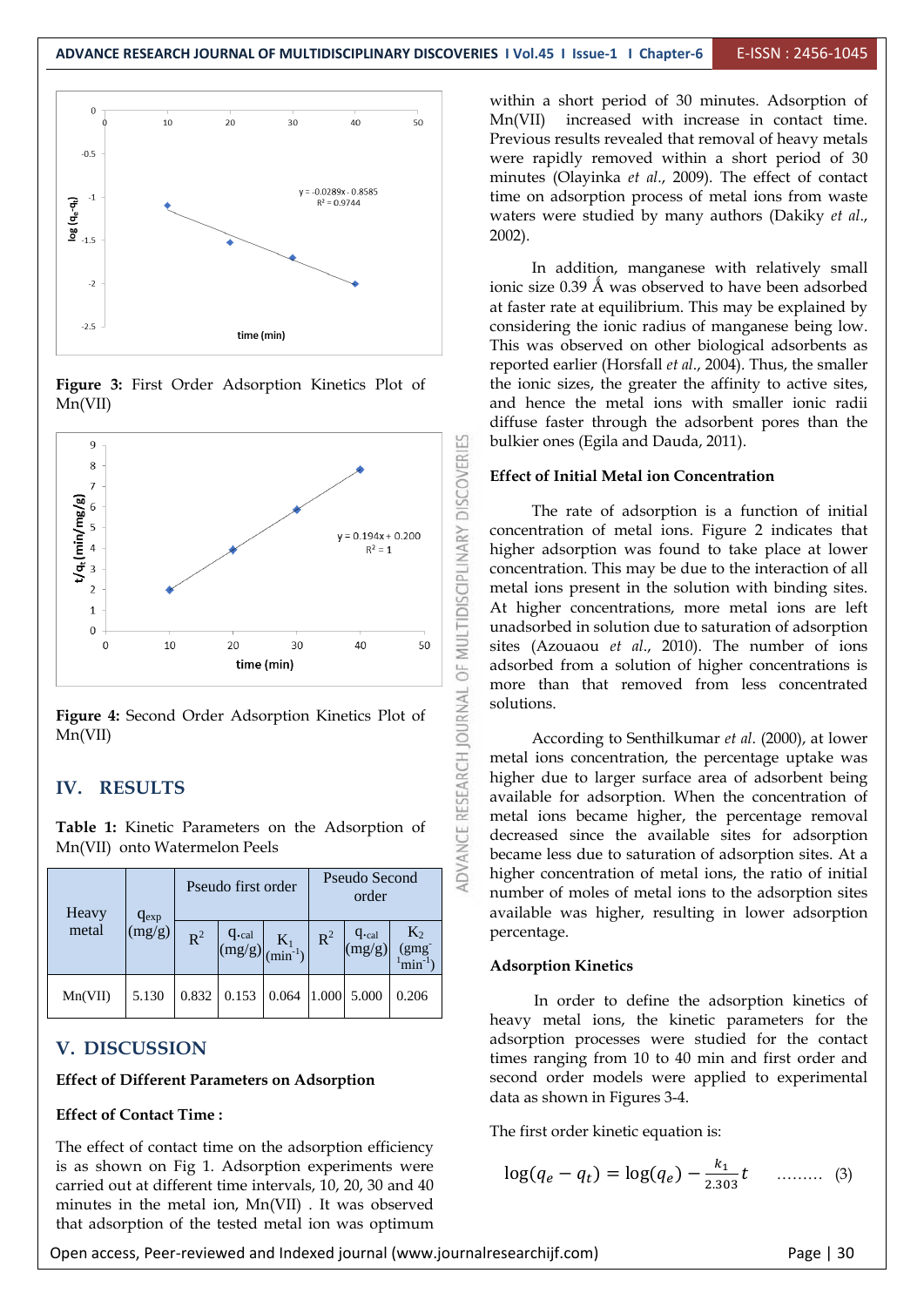Figure 3: First Order Adsorption Kinetics Plot of Mn(VII)

Figure 4: Second Order Adsorption Kinetics Plot of Mn(VII)

## IV. RESULTS

**Table 1:** Kinetic Parameters on the Adsorption of Mn(VII) onto Watermelon Peels

| Heavy metal | $q_{exp}$ (mg/g) | Pseudo first order | | | Pseudo Second order | | |
|---|---|---|---|---|---|---|---|
| | | $R^2$ | $q_{.cal}$ (mg/g) | $K_1$ ($min^{-1}$) | $R^2$ | $q_{.cal}$ (mg/g) | $K_2$ ($gmg^{-1}min^{-1}$) |
| Mn(VII) | 5.130 | 0.832 | 0.153 | 0.064 | 1.000 | 5.000 | 0.206 |

## V. DISCUSSION

**Effect of Different Parameters on Adsorption**

**Effect of Contact Time :**

The effect of contact time on the adsorption efficiency is as shown on Fig 1. Adsorption experiments were carried out at different time intervals, 10, 20, 30 and 40 minutes in the metal ion, Mn(VII) . It was observed that adsorption of the tested metal ion was optimum within a short period of 30 minutes. Adsorption of Mn(VII) increased with increase in contact time. Previous results revealed that removal of heavy metals were rapidly removed within a short period of 30 minutes (Olayinka *et al*., 2009). The effect of contact time on adsorption process of metal ions from waste waters were studied by many authors (Dakiky *et al*., 2002).

In addition, manganese with relatively small ionic size 0.39 Å was observed to have been adsorbed at faster rate at equilibrium. This may be explained by considering the ionic radius of manganese being low. This was observed on other biological adsorbents as reported earlier (Horsfall *et al*., 2004). Thus, the smaller the ionic sizes, the greater the affinity to active sites, and hence the metal ions with smaller ionic radii diffuse faster through the adsorbent pores than the bulkier ones (Egila and Dauda, 2011).

**Effect of Initial Metal ion Concentration**

The rate of adsorption is a function of initial concentration of metal ions. Figure 2 indicates that higher adsorption was found to take place at lower concentration. This may be due to the interaction of all metal ions present in the solution with binding sites. At higher concentrations, more metal ions are left unadsorbed in solution due to saturation of adsorption sites (Azouaou *et al*., 2010). The number of ions adsorbed from a solution of higher concentrations is more than that removed from less concentrated solutions.

According to Senthilkumar *et al.* (2000), at lower metal ions concentration, the percentage uptake was higher due to larger surface area of adsorbent being available for adsorption. When the concentration of metal ions became higher, the percentage removal decreased since the available sites for adsorption became less due to saturation of adsorption sites. At a higher concentration of metal ions, the ratio of initial number of moles of metal ions to the adsorption sites available was higher, resulting in lower adsorption percentage.

**Adsorption Kinetics**

In order to define the adsorption kinetics of heavy metal ions, the kinetic parameters for the adsorption processes were studied for the contact times ranging from 10 to 40 min and first order and second order models were applied to experimental data as shown in Figures 3-4.

The first order kinetic equation is:

$$\log(q_e - q_t) = \log(q_e) - \frac{k_1}{2.303}t \quad \text{.........} \quad (3)$$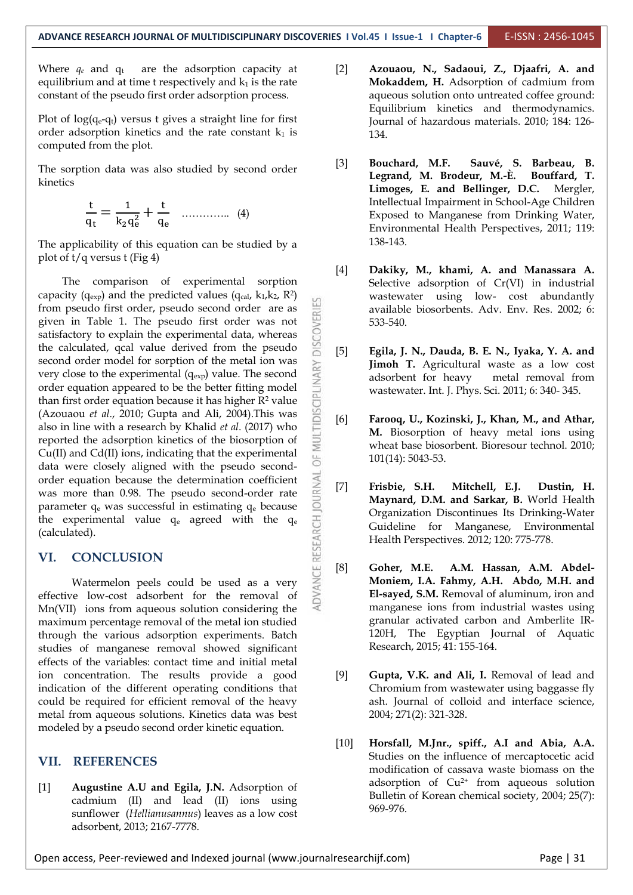Where $q_e$ and $q_t$ are the adsorption capacity at equilibrium and at time t respectively and $k_1$ is the rate constant of the pseudo first order adsorption process.

Plot of $\log(q_e\text{-}q_t)$ versus t gives a straight line for first order adsorption kinetics and the rate constant $k_1$ is computed from the plot.

The sorption data was also studied by second order kinetics

$$\frac{t}{q_t} = \frac{1}{k_2 q_e^2} + \frac{t}{q_e} \quad \ldots\ldots\ldots\ldots\ldots \quad (4)$$

The applicability of this equation can be studied by a plot of t/q versus t (Fig 4)

The comparison of experimental sorption capacity ($q_{exp}$) and the predicted values ($q_{cal}$, $k_1$,$k_2$, $R^2$) from pseudo first order, pseudo second order are as given in Table 1. The pseudo first order was not satisfactory to explain the experimental data, whereas the calculated, qcal value derived from the pseudo second order model for sorption of the metal ion was very close to the experimental ($q_{exp}$) value. The second order equation appeared to be the better fitting model than first order equation because it has higher $R^2$ value (Azouaou *et al*., 2010; Gupta and Ali, 2004).This was also in line with a research by Khalid *et al*. (2017) who reported the adsorption kinetics of the biosorption of Cu(II) and Cd(II) ions, indicating that the experimental data were closely aligned with the pseudo second-order equation because the determination coefficient was more than 0.98. The pseudo second-order rate parameter $q_e$ was successful in estimating $q_e$ because the experimental value $q_e$ agreed with the $q_e$ (calculated).

## VI. CONCLUSION

Watermelon peels could be used as a very effective low-cost adsorbent for the removal of Mn(VII) ions from aqueous solution considering the maximum percentage removal of the metal ion studied through the various adsorption experiments. Batch studies of manganese removal showed significant effects of the variables: contact time and initial metal ion concentration. The results provide a good indication of the different operating conditions that could be required for efficient removal of the heavy metal from aqueous solutions. Kinetics data was best modeled by a pseudo second order kinetic equation.

## VII. REFERENCES

[1] **Augustine A.U and Egila, J.N.** Adsorption of cadmium (II) and lead (II) ions using sunflower (*Hellianusannus*) leaves as a low cost adsorbent, 2013; 2167-7778.

[2] **Azouaou, N., Sadaoui, Z., Djaafri, A. and Mokaddem, H.** Adsorption of cadmium from aqueous solution onto untreated coffee ground: Equilibrium kinetics and thermodynamics. Journal of hazardous materials. 2010; 184: 126-134.

[3] **Bouchard, M.F. Sauvé, S. Barbeau, B. Legrand, M. Brodeur, M.-È. Bouffard, T. Limoges, E. and Bellinger, D.C.** Mergler, Intellectual Impairment in School-Age Children Exposed to Manganese from Drinking Water, Environmental Health Perspectives, 2011; 119: 138-143.

[4] **Dakiky, M., khami, A. and Manassara A.** Selective adsorption of Cr(VI) in industrial wastewater using low- cost abundantly available biosorbents. Adv. Env. Res. 2002; 6: 533-540.

[5] **Egila, J. N., Dauda, B. E. N., Iyaka, Y. A. and Jimoh T.** Agricultural waste as a low cost adsorbent for heavy metal removal from wastewater. Int. J. Phys. Sci. 2011; 6: 340- 345.

[6] **Farooq, U., Kozinski, J., Khan, M., and Athar, M.** Biosorption of heavy metal ions using wheat base biosorbent. Bioresour technol. 2010; 101(14): 5043-53.

[7] **Frisbie, S.H. Mitchell, E.J. Dustin, H. Maynard, D.M. and Sarkar, B.** World Health Organization Discontinues Its Drinking-Water Guideline for Manganese, Environmental Health Perspectives. 2012; 120: 775-778.

[8] **Goher, M.E. A.M. Hassan, A.M. Abdel-Moniem, I.A. Fahmy, A.H. Abdo, M.H. and El-sayed, S.M.** Removal of aluminum, iron and manganese ions from industrial wastes using granular activated carbon and Amberlite IR-120H, The Egyptian Journal of Aquatic Research, 2015; 41: 155-164.

[9] **Gupta, V.K. and Ali, I.** Removal of lead and Chromium from wastewater using baggasse fly ash. Journal of colloid and interface science, 2004; 271(2): 321-328.

[10] **Horsfall, M.Jnr., spiff., A.I and Abia, A.A.** Studies on the influence of mercaptocetic acid modification of cassava waste biomass on the adsorption of $Cu^{2+}$ from aqueous solution Bulletin of Korean chemical society, 2004; 25(7): 969-976.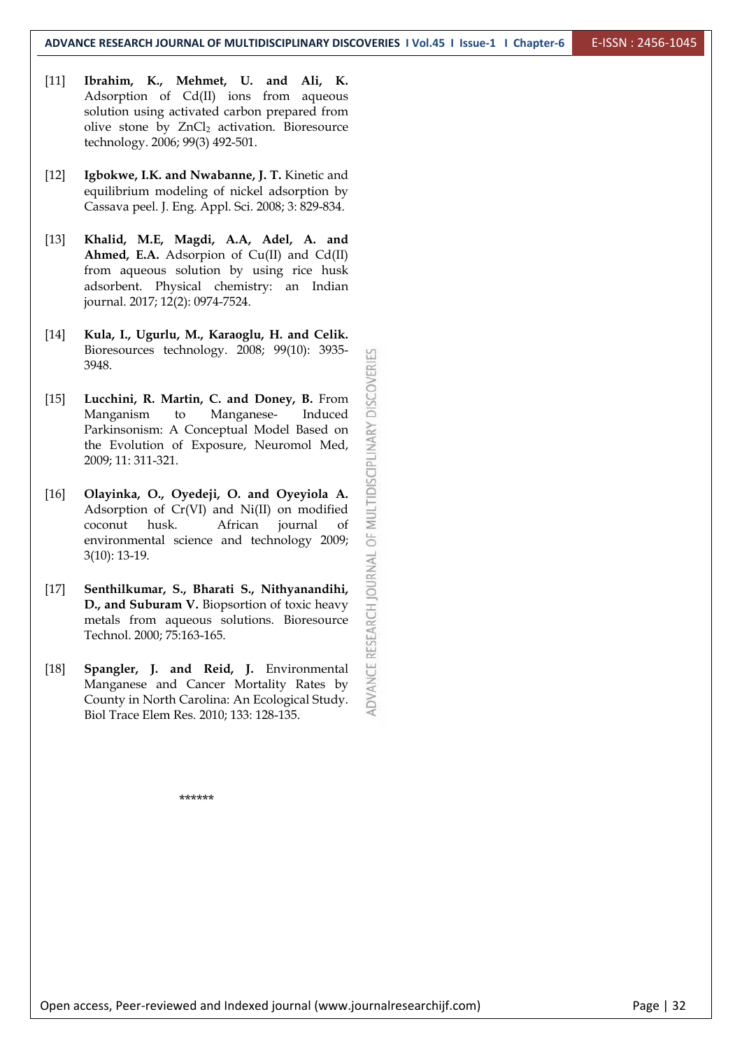[11] **Ibrahim, K., Mehmet, U. and Ali, K.** Adsorption of Cd(II) ions from aqueous solution using activated carbon prepared from olive stone by $ZnCl_2$ activation. Bioresource technology. 2006; 99(3) 492-501.

[12] **Igbokwe, I.K. and Nwabanne, J. T.** Kinetic and equilibrium modeling of nickel adsorption by Cassava peel. J. Eng. Appl. Sci. 2008; 3: 829-834.

[13] **Khalid, M.E, Magdi, A.A, Adel, A. and Ahmed, E.A.** Adsorpion of Cu(II) and Cd(II) from aqueous solution by using rice husk adsorbent. Physical chemistry: an Indian journal. 2017; 12(2): 0974-7524.

[14] **Kula, I., Ugurlu, M., Karaoglu, H. and Celik.** Bioresources technology. 2008; 99(10): 3935-3948.

[15] **Lucchini, R. Martin, C. and Doney, B.** From Manganism to Manganese- Induced Parkinsonism: A Conceptual Model Based on the Evolution of Exposure, Neuromol Med, 2009; 11: 311-321.

[16] **Olayinka, O., Oyedeji, O. and Oyeyiola A.** Adsorption of Cr(VI) and Ni(II) on modified coconut husk. African journal of environmental science and technology 2009; 3(10): 13-19.

[17] **Senthilkumar, S., Bharati S., Nithyanandihi, D., and Suburam V.** Biopsortion of toxic heavy metals from aqueous solutions. Bioresource Technol. 2000; 75:163-165.

[18] **Spangler, J. and Reid, J.** Environmental Manganese and Cancer Mortality Rates by County in North Carolina: An Ecological Study. Biol Trace Elem Res. 2010; 133: 128-135.

******